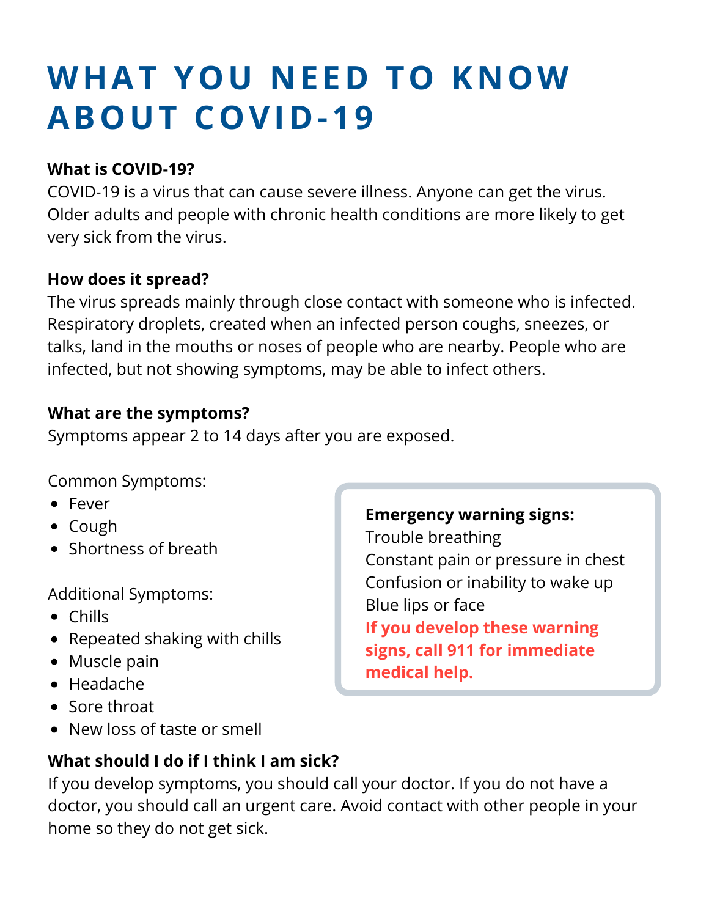# WHAT YOU NEED TO KNOW ABOUT COVID-19

**What is COVID-19?**

COVID-19 is a virus that can cause severe illness. Anyone can get the virus. Older adults and people with chronic health conditions are more likely to get very sick from the virus.

**How does it spread?**

The virus spreads mainly through close contact with someone who is infected. Respiratory droplets, created when an infected person coughs, sneezes, or talks, land in the mouths or noses of people who are nearby. People who are infected, but not showing symptoms, may be able to infect others.

**What are the symptoms?**

Symptoms appear 2 to 14 days after you are exposed.

Common Symptoms:

- Fever
- Cough
- Shortness of breath

Additional Symptoms:

- Chills
- Repeated shaking with chills
- Muscle pain
- Headache
- Sore throat
- New loss of taste or smell

**Emergency warning signs:**

Trouble breathing
Constant pain or pressure in chest
Confusion or inability to wake up
Blue lips or face

**If you develop these warning signs, call 911 for immediate medical help.**

**What should I do if I think I am sick?**

If you develop symptoms, you should call your doctor. If you do not have a doctor, you should call an urgent care. Avoid contact with other people in your home so they do not get sick.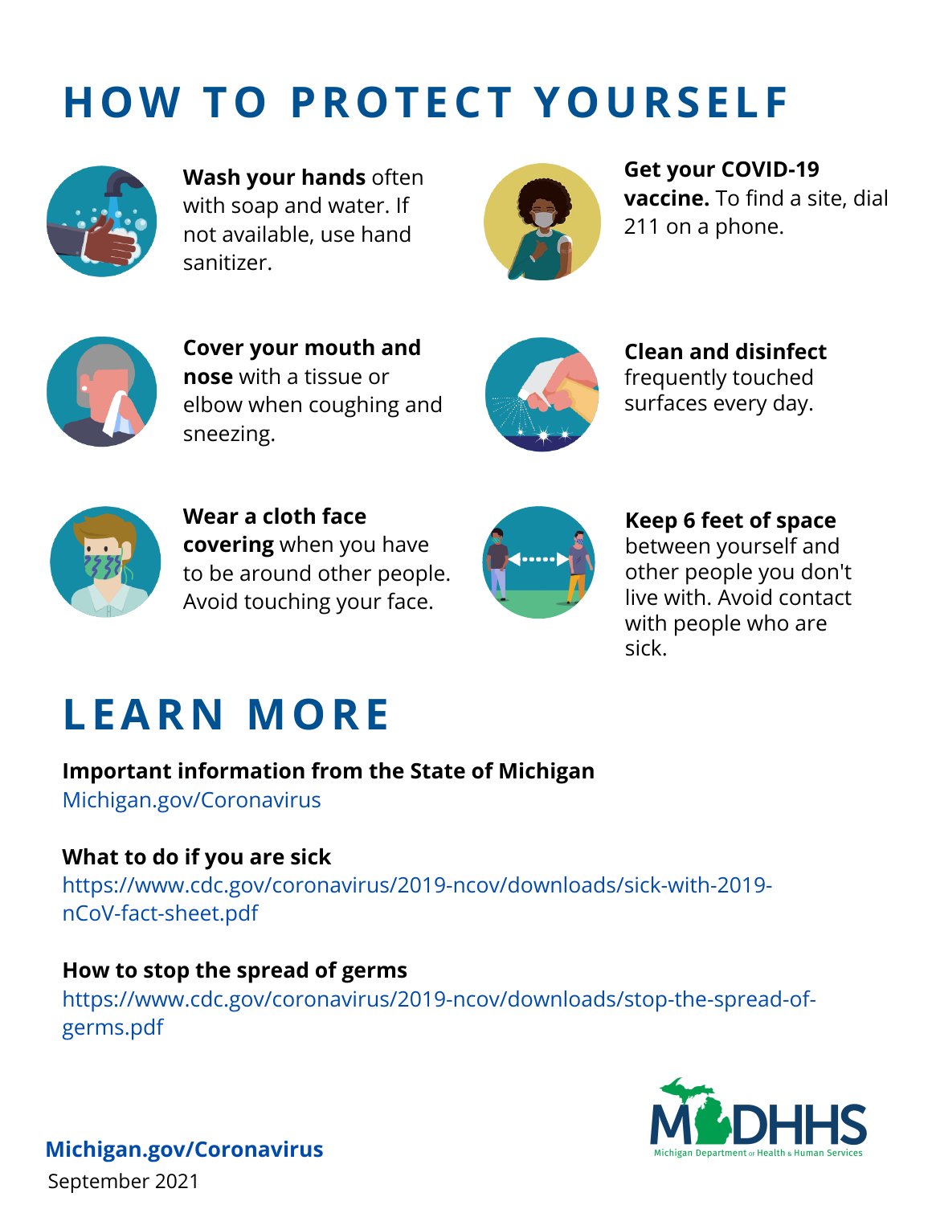# HOW TO PROTECT YOURSELF

**Wash your hands** often with soap and water. If not available, use hand sanitizer.

**Get your COVID-19 vaccine.** To find a site, dial 211 on a phone.

**Cover your mouth and nose** with a tissue or elbow when coughing and sneezing.

**Clean and disinfect** frequently touched surfaces every day.

**Wear a cloth face covering** when you have to be around other people. Avoid touching your face.

**Keep 6 feet of space** between yourself and other people you don't live with. Avoid contact with people who are sick.

# LEARN MORE

**Important information from the State of Michigan**
Michigan.gov/Coronavirus

**What to do if you are sick**
https://www.cdc.gov/coronavirus/2019-ncov/downloads/sick-with-2019-nCoV-fact-sheet.pdf

**How to stop the spread of germs**
https://www.cdc.gov/coronavirus/2019-ncov/downloads/stop-the-spread-of-germs.pdf

MDHHS
Michigan Department of Health & Human Services

**Michigan.gov/Coronavirus**

September 2021